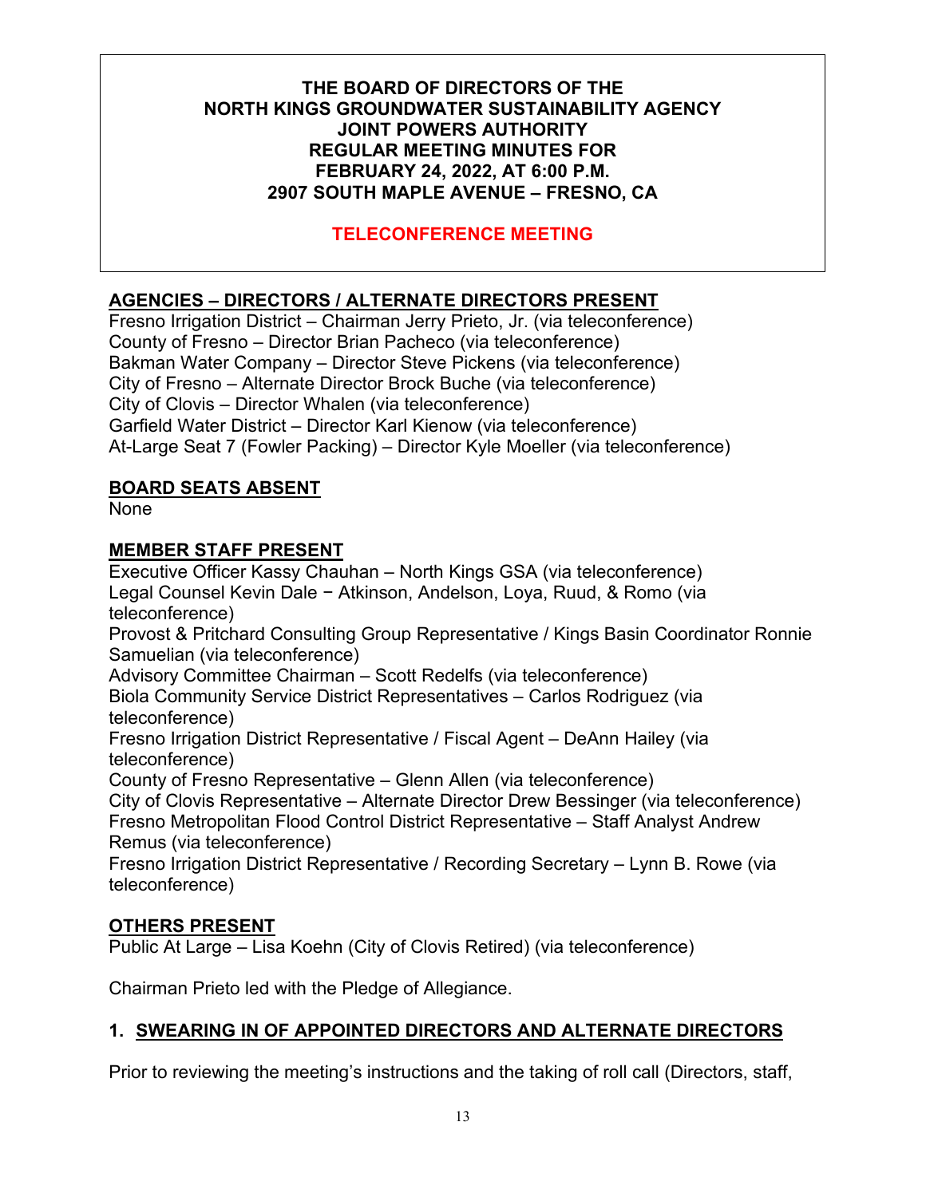**THE BOARD OF DIRECTORS OF THE**
**NORTH KINGS GROUNDWATER SUSTAINABILITY AGENCY**
**JOINT POWERS AUTHORITY**
**REGULAR MEETING MINUTES FOR**
**FEBRUARY 24, 2022, AT 6:00 P.M.**
**2907 SOUTH MAPLE AVENUE – FRESNO, CA**

**TELECONFERENCE MEETING**

## AGENCIES – DIRECTORS / ALTERNATE DIRECTORS PRESENT

Fresno Irrigation District – Chairman Jerry Prieto, Jr. (via teleconference)
County of Fresno – Director Brian Pacheco (via teleconference)
Bakman Water Company – Director Steve Pickens (via teleconference)
City of Fresno – Alternate Director Brock Buche (via teleconference)
City of Clovis – Director Whalen (via teleconference)
Garfield Water District – Director Karl Kienow (via teleconference)
At-Large Seat 7 (Fowler Packing) – Director Kyle Moeller (via teleconference)

## BOARD SEATS ABSENT

None

## MEMBER STAFF PRESENT

Executive Officer Kassy Chauhan – North Kings GSA (via teleconference)
Legal Counsel Kevin Dale − Atkinson, Andelson, Loya, Ruud, & Romo (via teleconference)
Provost & Pritchard Consulting Group Representative / Kings Basin Coordinator Ronnie Samuelian (via teleconference)
Advisory Committee Chairman – Scott Redelfs (via teleconference)
Biola Community Service District Representatives – Carlos Rodriguez (via teleconference)
Fresno Irrigation District Representative / Fiscal Agent – DeAnn Hailey (via teleconference)
County of Fresno Representative – Glenn Allen (via teleconference)
City of Clovis Representative – Alternate Director Drew Bessinger (via teleconference)
Fresno Metropolitan Flood Control District Representative – Staff Analyst Andrew Remus (via teleconference)
Fresno Irrigation District Representative / Recording Secretary – Lynn B. Rowe (via teleconference)

## OTHERS PRESENT

Public At Large – Lisa Koehn (City of Clovis Retired) (via teleconference)

Chairman Prieto led with the Pledge of Allegiance.

## 1. SWEARING IN OF APPOINTED DIRECTORS AND ALTERNATE DIRECTORS

Prior to reviewing the meeting's instructions and the taking of roll call (Directors, staff,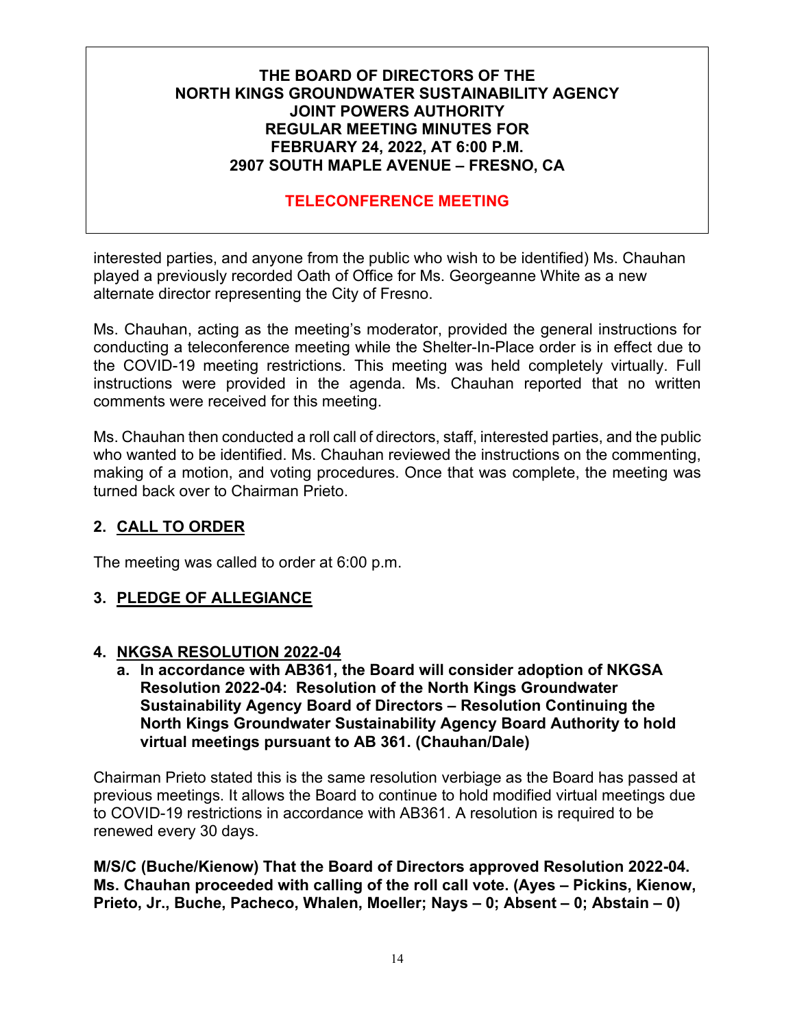interested parties, and anyone from the public who wish to be identified) Ms. Chauhan played a previously recorded Oath of Office for Ms. Georgeanne White as a new alternate director representing the City of Fresno.

Ms. Chauhan, acting as the meeting's moderator, provided the general instructions for conducting a teleconference meeting while the Shelter-In-Place order is in effect due to the COVID-19 meeting restrictions. This meeting was held completely virtually. Full instructions were provided in the agenda. Ms. Chauhan reported that no written comments were received for this meeting.

Ms. Chauhan then conducted a roll call of directors, staff, interested parties, and the public who wanted to be identified. Ms. Chauhan reviewed the instructions on the commenting, making of a motion, and voting procedures. Once that was complete, the meeting was turned back over to Chairman Prieto.

## 2. CALL TO ORDER

The meeting was called to order at 6:00 p.m.

## 3. PLEDGE OF ALLEGIANCE

## 4. NKGSA RESOLUTION 2022-04

**a. In accordance with AB361, the Board will consider adoption of NKGSA Resolution 2022-04: Resolution of the North Kings Groundwater Sustainability Agency Board of Directors – Resolution Continuing the North Kings Groundwater Sustainability Agency Board Authority to hold virtual meetings pursuant to AB 361. (Chauhan/Dale)**

Chairman Prieto stated this is the same resolution verbiage as the Board has passed at previous meetings. It allows the Board to continue to hold modified virtual meetings due to COVID-19 restrictions in accordance with AB361. A resolution is required to be renewed every 30 days.

**M/S/C (Buche/Kienow) That the Board of Directors approved Resolution 2022-04. Ms. Chauhan proceeded with calling of the roll call vote. (Ayes – Pickins, Kienow, Prieto, Jr., Buche, Pacheco, Whalen, Moeller; Nays – 0; Absent – 0; Abstain – 0)**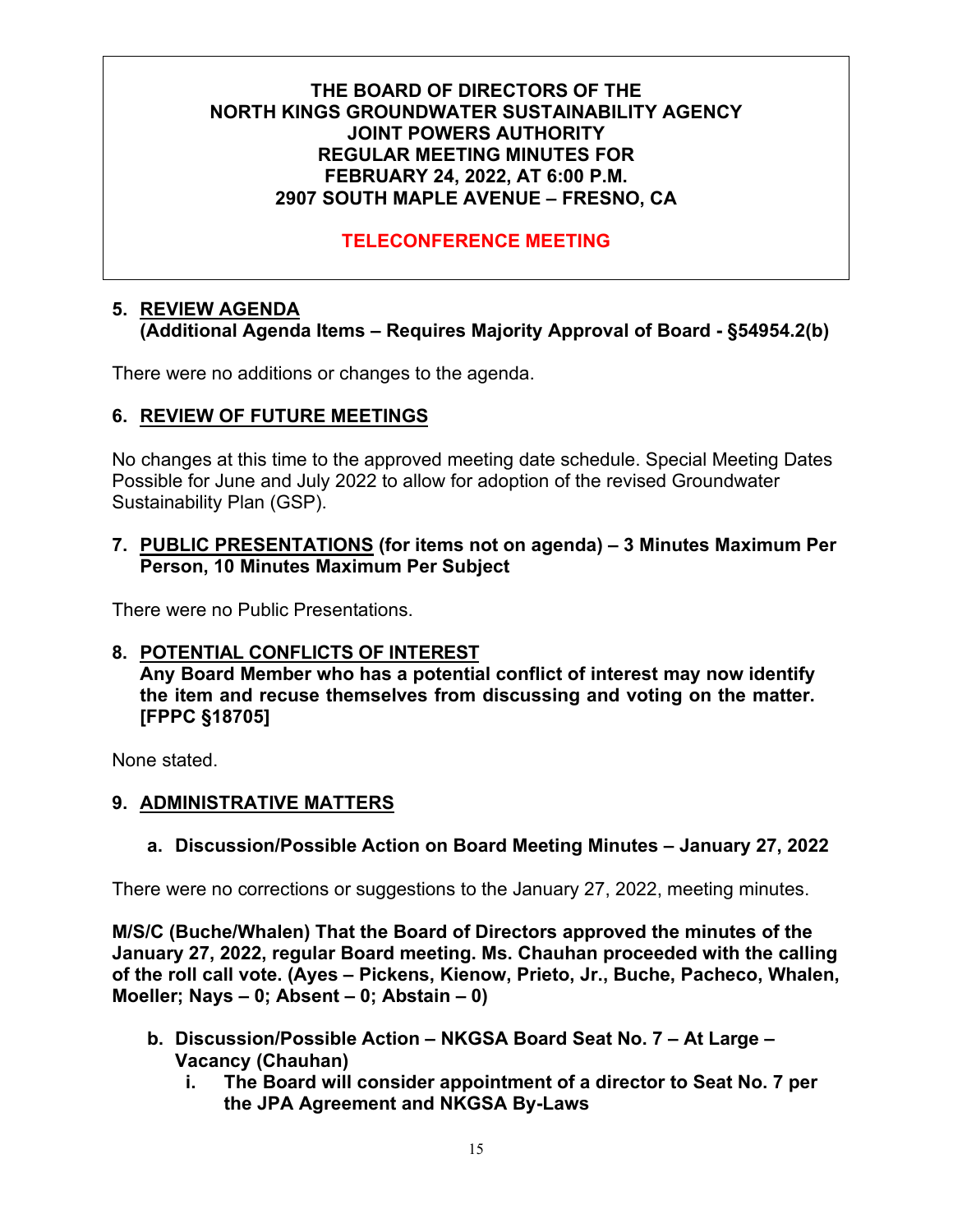**THE BOARD OF DIRECTORS OF THE NORTH KINGS GROUNDWATER SUSTAINABILITY AGENCY JOINT POWERS AUTHORITY REGULAR MEETING MINUTES FOR FEBRUARY 24, 2022, AT 6:00 P.M. 2907 SOUTH MAPLE AVENUE – FRESNO, CA**

**TELECONFERENCE MEETING**

**5. <u>REVIEW AGENDA</u>**
**(Additional Agenda Items – Requires Majority Approval of Board - §54954.2(b)**

There were no additions or changes to the agenda.

**6. <u>REVIEW OF FUTURE MEETINGS</u>**

No changes at this time to the approved meeting date schedule. Special Meeting Dates Possible for June and July 2022 to allow for adoption of the revised Groundwater Sustainability Plan (GSP).

**7. <u>PUBLIC PRESENTATIONS</u> (for items not on agenda) – 3 Minutes Maximum Per Person, 10 Minutes Maximum Per Subject**

There were no Public Presentations.

**8. <u>POTENTIAL CONFLICTS OF INTEREST</u>**
**Any Board Member who has a potential conflict of interest may now identify the item and recuse themselves from discussing and voting on the matter. [FPPC §18705]**

None stated.

**9. <u>ADMINISTRATIVE MATTERS</u>**

**a. Discussion/Possible Action on Board Meeting Minutes – January 27, 2022**

There were no corrections or suggestions to the January 27, 2022, meeting minutes.

**M/S/C (Buche/Whalen) That the Board of Directors approved the minutes of the January 27, 2022, regular Board meeting. Ms. Chauhan proceeded with the calling of the roll call vote. (Ayes – Pickens, Kienow, Prieto, Jr., Buche, Pacheco, Whalen, Moeller; Nays – 0; Absent – 0; Abstain – 0)**

**b. Discussion/Possible Action – NKGSA Board Seat No. 7 – At Large – Vacancy (Chauhan)**

**i. The Board will consider appointment of a director to Seat No. 7 per the JPA Agreement and NKGSA By-Laws**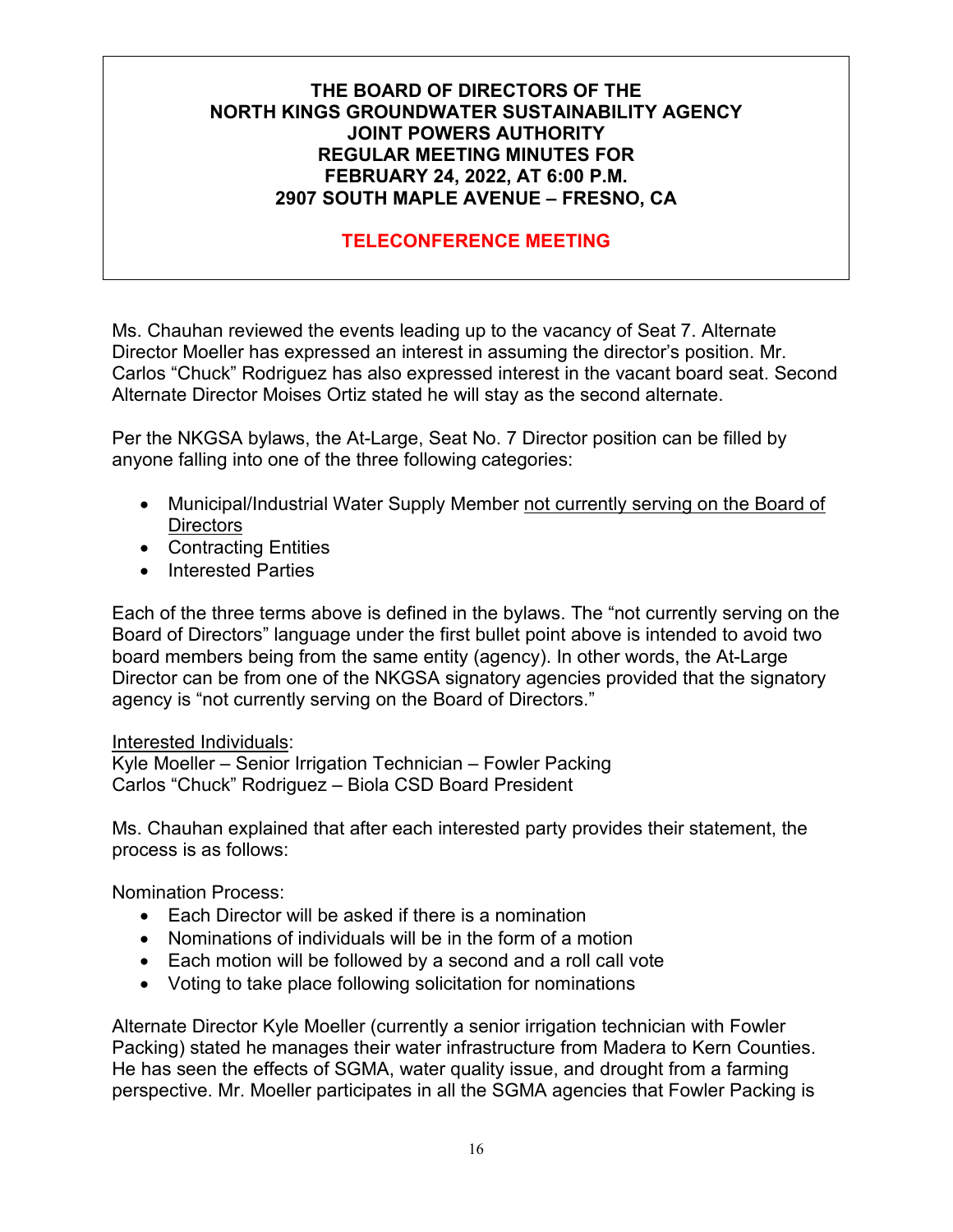**THE BOARD OF DIRECTORS OF THE**
**NORTH KINGS GROUNDWATER SUSTAINABILITY AGENCY**
**JOINT POWERS AUTHORITY**
**REGULAR MEETING MINUTES FOR**
**FEBRUARY 24, 2022, AT 6:00 P.M.**
**2907 SOUTH MAPLE AVENUE – FRESNO, CA**

**TELECONFERENCE MEETING**

Ms. Chauhan reviewed the events leading up to the vacancy of Seat 7. Alternate Director Moeller has expressed an interest in assuming the director's position. Mr. Carlos "Chuck" Rodriguez has also expressed interest in the vacant board seat. Second Alternate Director Moises Ortiz stated he will stay as the second alternate.

Per the NKGSA bylaws, the At-Large, Seat No. 7 Director position can be filled by anyone falling into one of the three following categories:

- Municipal/Industrial Water Supply Member <u>not currently serving on the Board of Directors</u>
- Contracting Entities
- Interested Parties

Each of the three terms above is defined in the bylaws. The "not currently serving on the Board of Directors" language under the first bullet point above is intended to avoid two board members being from the same entity (agency). In other words, the At-Large Director can be from one of the NKGSA signatory agencies provided that the signatory agency is "not currently serving on the Board of Directors."

<u>Interested Individuals</u>:
Kyle Moeller – Senior Irrigation Technician – Fowler Packing
Carlos "Chuck" Rodriguez – Biola CSD Board President

Ms. Chauhan explained that after each interested party provides their statement, the process is as follows:

Nomination Process:

- Each Director will be asked if there is a nomination
- Nominations of individuals will be in the form of a motion
- Each motion will be followed by a second and a roll call vote
- Voting to take place following solicitation for nominations

Alternate Director Kyle Moeller (currently a senior irrigation technician with Fowler Packing) stated he manages their water infrastructure from Madera to Kern Counties. He has seen the effects of SGMA, water quality issue, and drought from a farming perspective. Mr. Moeller participates in all the SGMA agencies that Fowler Packing is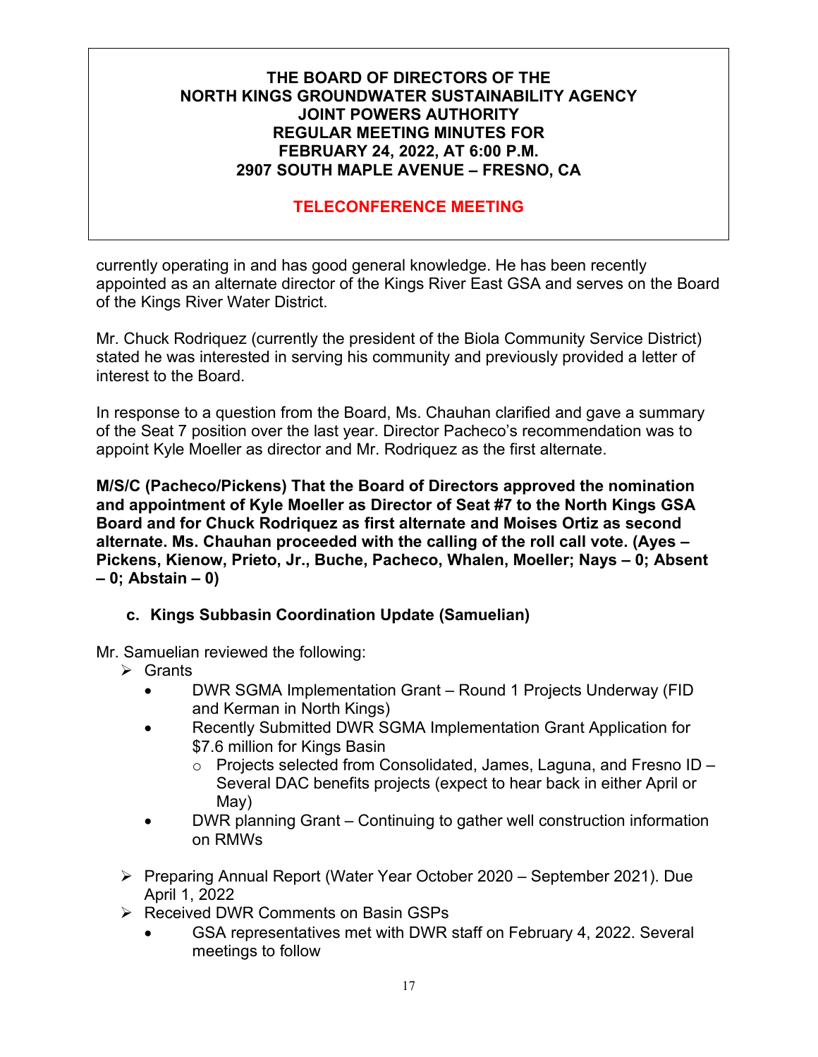currently operating in and has good general knowledge. He has been recently appointed as an alternate director of the Kings River East GSA and serves on the Board of the Kings River Water District.

Mr. Chuck Rodriquez (currently the president of the Biola Community Service District) stated he was interested in serving his community and previously provided a letter of interest to the Board.

In response to a question from the Board, Ms. Chauhan clarified and gave a summary of the Seat 7 position over the last year. Director Pacheco's recommendation was to appoint Kyle Moeller as director and Mr. Rodriquez as the first alternate.

**M/S/C (Pacheco/Pickens) That the Board of Directors approved the nomination and appointment of Kyle Moeller as Director of Seat #7 to the North Kings GSA Board and for Chuck Rodriquez as first alternate and Moises Ortiz as second alternate. Ms. Chauhan proceeded with the calling of the roll call vote. (Ayes – Pickens, Kienow, Prieto, Jr., Buche, Pacheco, Whalen, Moeller; Nays – 0; Absent – 0; Abstain – 0)**

### c. Kings Subbasin Coordination Update (Samuelian)

Mr. Samuelian reviewed the following:

- Grants
  - DWR SGMA Implementation Grant – Round 1 Projects Underway (FID and Kerman in North Kings)
  - Recently Submitted DWR SGMA Implementation Grant Application for $7.6 million for Kings Basin
    - Projects selected from Consolidated, James, Laguna, and Fresno ID – Several DAC benefits projects (expect to hear back in either April or May)
  - DWR planning Grant – Continuing to gather well construction information on RMWs
- Preparing Annual Report (Water Year October 2020 – September 2021). Due April 1, 2022
- Received DWR Comments on Basin GSPs
  - GSA representatives met with DWR staff on February 4, 2022. Several meetings to follow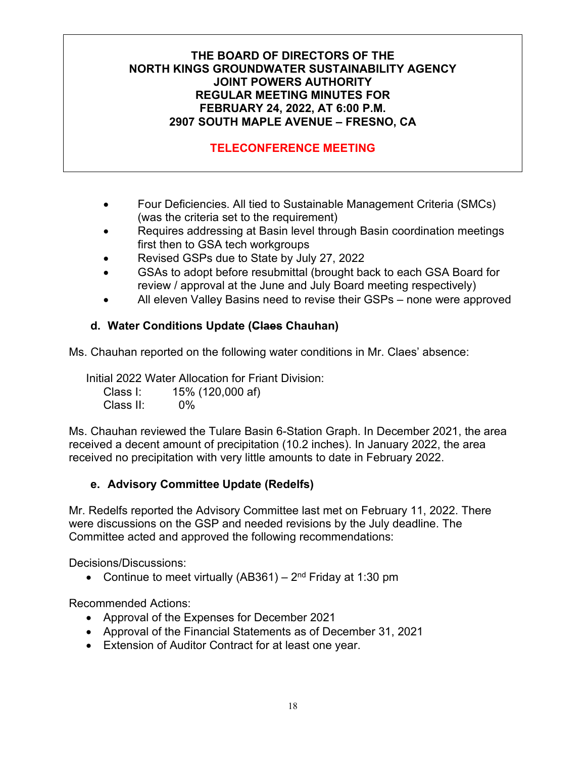**THE BOARD OF DIRECTORS OF THE**
**NORTH KINGS GROUNDWATER SUSTAINABILITY AGENCY**
**JOINT POWERS AUTHORITY**
**REGULAR MEETING MINUTES FOR**
**FEBRUARY 24, 2022, AT 6:00 P.M.**
**2907 SOUTH MAPLE AVENUE – FRESNO, CA**

**TELECONFERENCE MEETING**

- Four Deficiencies. All tied to Sustainable Management Criteria (SMCs) (was the criteria set to the requirement)
- Requires addressing at Basin level through Basin coordination meetings first then to GSA tech workgroups
- Revised GSPs due to State by July 27, 2022
- GSAs to adopt before resubmittal (brought back to each GSA Board for review / approval at the June and July Board meeting respectively)
- All eleven Valley Basins need to revise their GSPs – none were approved

### d. Water Conditions Update (~~Claes~~ Chauhan)

Ms. Chauhan reported on the following water conditions in Mr. Claes' absence:

Initial 2022 Water Allocation for Friant Division:
Class I: 15% (120,000 af)
Class II: 0%

Ms. Chauhan reviewed the Tulare Basin 6-Station Graph. In December 2021, the area received a decent amount of precipitation (10.2 inches). In January 2022, the area received no precipitation with very little amounts to date in February 2022.

### e. Advisory Committee Update (Redelfs)

Mr. Redelfs reported the Advisory Committee last met on February 11, 2022. There were discussions on the GSP and needed revisions by the July deadline. The Committee acted and approved the following recommendations:

Decisions/Discussions:

- Continue to meet virtually (AB361) – 2nd Friday at 1:30 pm

Recommended Actions:

- Approval of the Expenses for December 2021
- Approval of the Financial Statements as of December 31, 2021
- Extension of Auditor Contract for at least one year.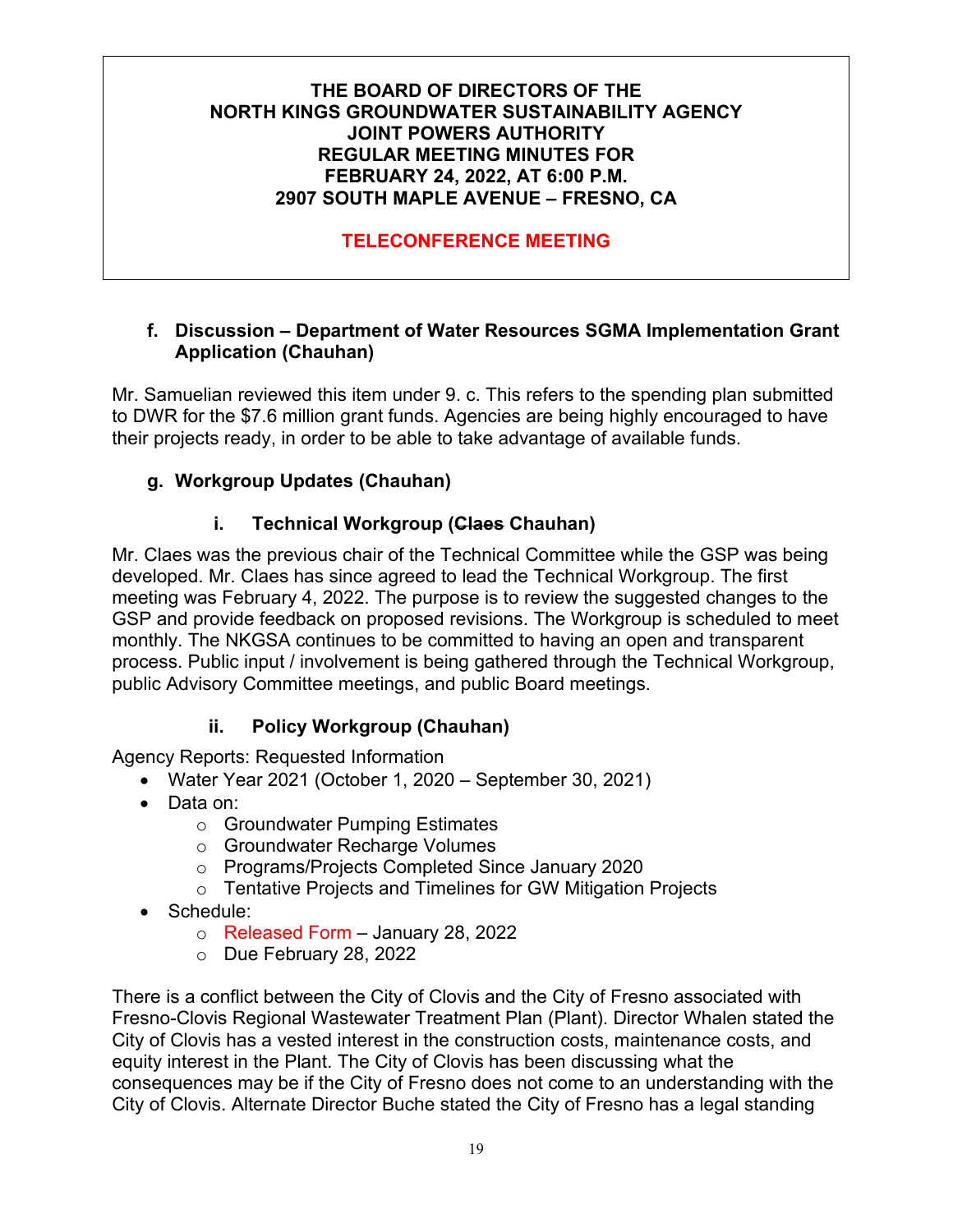**THE BOARD OF DIRECTORS OF THE**
**NORTH KINGS GROUNDWATER SUSTAINABILITY AGENCY**
**JOINT POWERS AUTHORITY**
**REGULAR MEETING MINUTES FOR**
**FEBRUARY 24, 2022, AT 6:00 P.M.**
**2907 SOUTH MAPLE AVENUE – FRESNO, CA**

**TELECONFERENCE MEETING**

### f. Discussion – Department of Water Resources SGMA Implementation Grant Application (Chauhan)

Mr. Samuelian reviewed this item under 9. c. This refers to the spending plan submitted to DWR for the $7.6 million grant funds. Agencies are being highly encouraged to have their projects ready, in order to be able to take advantage of available funds.

### g. Workgroup Updates (Chauhan)

#### i. Technical Workgroup (~~Claes~~ Chauhan)

Mr. Claes was the previous chair of the Technical Committee while the GSP was being developed. Mr. Claes has since agreed to lead the Technical Workgroup. The first meeting was February 4, 2022. The purpose is to review the suggested changes to the GSP and provide feedback on proposed revisions. The Workgroup is scheduled to meet monthly. The NKGSA continues to be committed to having an open and transparent process. Public input / involvement is being gathered through the Technical Workgroup, public Advisory Committee meetings, and public Board meetings.

#### ii. Policy Workgroup (Chauhan)

Agency Reports: Requested Information

- Water Year 2021 (October 1, 2020 – September 30, 2021)
- Data on:
  - Groundwater Pumping Estimates
  - Groundwater Recharge Volumes
  - Programs/Projects Completed Since January 2020
  - Tentative Projects and Timelines for GW Mitigation Projects
- Schedule:
  - Released Form – January 28, 2022
  - Due February 28, 2022

There is a conflict between the City of Clovis and the City of Fresno associated with Fresno-Clovis Regional Wastewater Treatment Plan (Plant). Director Whalen stated the City of Clovis has a vested interest in the construction costs, maintenance costs, and equity interest in the Plant. The City of Clovis has been discussing what the consequences may be if the City of Fresno does not come to an understanding with the City of Clovis. Alternate Director Buche stated the City of Fresno has a legal standing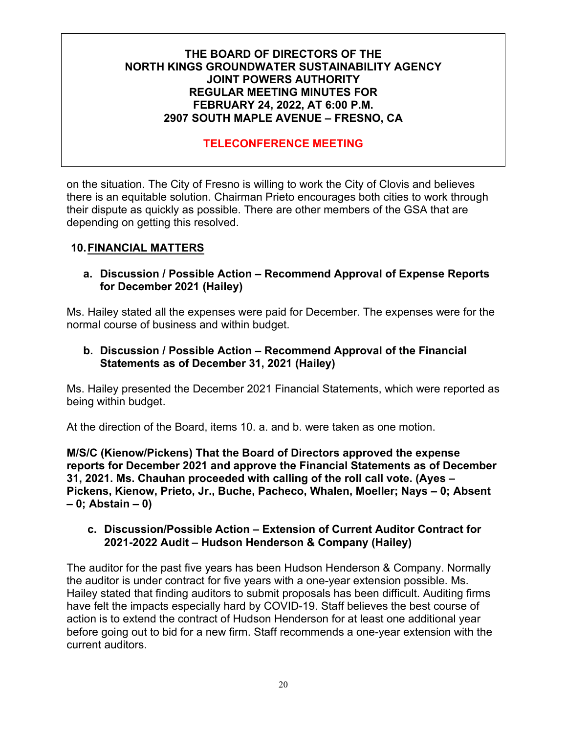on the situation. The City of Fresno is willing to work the City of Clovis and believes there is an equitable solution. Chairman Prieto encourages both cities to work through their dispute as quickly as possible. There are other members of the GSA that are depending on getting this resolved.

## 10. FINANCIAL MATTERS

### a. Discussion / Possible Action – Recommend Approval of Expense Reports for December 2021 (Hailey)

Ms. Hailey stated all the expenses were paid for December. The expenses were for the normal course of business and within budget.

### b. Discussion / Possible Action – Recommend Approval of the Financial Statements as of December 31, 2021 (Hailey)

Ms. Hailey presented the December 2021 Financial Statements, which were reported as being within budget.

At the direction of the Board, items 10. a. and b. were taken as one motion.

**M/S/C (Kienow/Pickens) That the Board of Directors approved the expense reports for December 2021 and approve the Financial Statements as of December 31, 2021. Ms. Chauhan proceeded with calling of the roll call vote. (Ayes – Pickens, Kienow, Prieto, Jr., Buche, Pacheco, Whalen, Moeller; Nays – 0; Absent – 0; Abstain – 0)**

### c. Discussion/Possible Action – Extension of Current Auditor Contract for 2021-2022 Audit – Hudson Henderson & Company (Hailey)

The auditor for the past five years has been Hudson Henderson & Company. Normally the auditor is under contract for five years with a one-year extension possible. Ms. Hailey stated that finding auditors to submit proposals has been difficult. Auditing firms have felt the impacts especially hard by COVID-19. Staff believes the best course of action is to extend the contract of Hudson Henderson for at least one additional year before going out to bid for a new firm. Staff recommends a one-year extension with the current auditors.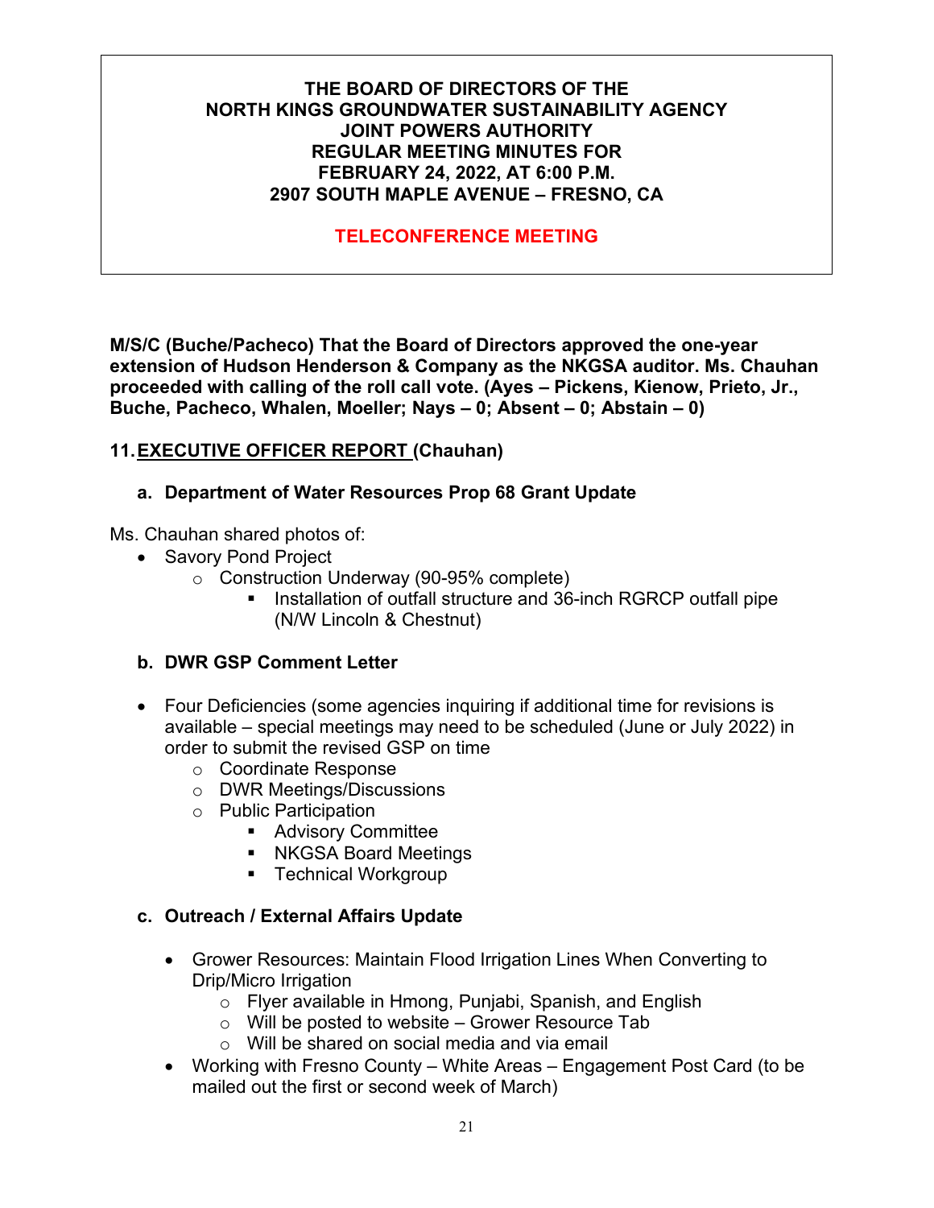**THE BOARD OF DIRECTORS OF THE NORTH KINGS GROUNDWATER SUSTAINABILITY AGENCY JOINT POWERS AUTHORITY REGULAR MEETING MINUTES FOR FEBRUARY 24, 2022, AT 6:00 P.M. 2907 SOUTH MAPLE AVENUE – FRESNO, CA**

**TELECONFERENCE MEETING**

**M/S/C (Buche/Pacheco) That the Board of Directors approved the one-year extension of Hudson Henderson & Company as the NKGSA auditor. Ms. Chauhan proceeded with calling of the roll call vote. (Ayes – Pickens, Kienow, Prieto, Jr., Buche, Pacheco, Whalen, Moeller; Nays – 0; Absent – 0; Abstain – 0)**

## 11. EXECUTIVE OFFICER REPORT (Chauhan)

### a. Department of Water Resources Prop 68 Grant Update

Ms. Chauhan shared photos of:

- Savory Pond Project
  - Construction Underway (90-95% complete)
    - Installation of outfall structure and 36-inch RGRCP outfall pipe (N/W Lincoln & Chestnut)

### b. DWR GSP Comment Letter

- Four Deficiencies (some agencies inquiring if additional time for revisions is available – special meetings may need to be scheduled (June or July 2022) in order to submit the revised GSP on time
  - Coordinate Response
  - DWR Meetings/Discussions
  - Public Participation
    - Advisory Committee
    - NKGSA Board Meetings
    - Technical Workgroup

### c. Outreach / External Affairs Update

- Grower Resources: Maintain Flood Irrigation Lines When Converting to Drip/Micro Irrigation
  - Flyer available in Hmong, Punjabi, Spanish, and English
  - Will be posted to website – Grower Resource Tab
  - Will be shared on social media and via email
- Working with Fresno County – White Areas – Engagement Post Card (to be mailed out the first or second week of March)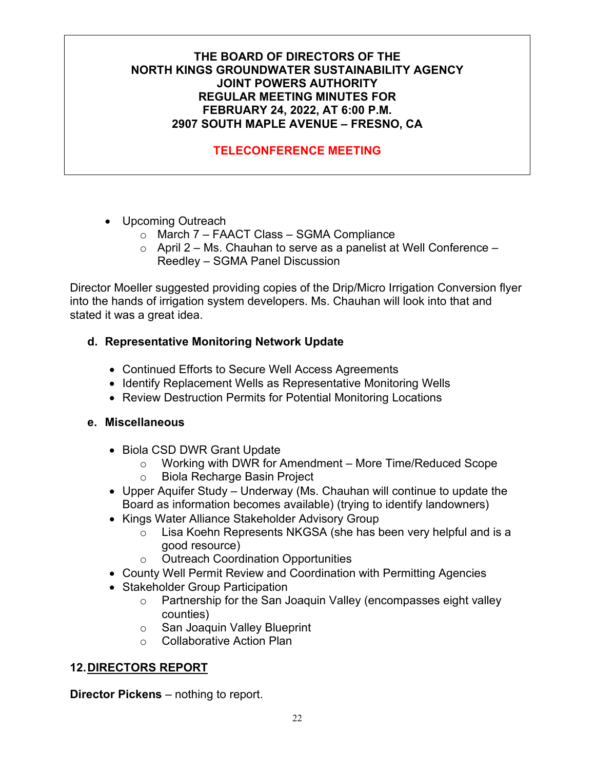**THE BOARD OF DIRECTORS OF THE**
**NORTH KINGS GROUNDWATER SUSTAINABILITY AGENCY**
**JOINT POWERS AUTHORITY**
**REGULAR MEETING MINUTES FOR**
**FEBRUARY 24, 2022, AT 6:00 P.M.**
**2907 SOUTH MAPLE AVENUE – FRESNO, CA**

**TELECONFERENCE MEETING**

- Upcoming Outreach
  - March 7 – FAACT Class – SGMA Compliance
  - April 2 – Ms. Chauhan to serve as a panelist at Well Conference – Reedley – SGMA Panel Discussion

Director Moeller suggested providing copies of the Drip/Micro Irrigation Conversion flyer into the hands of irrigation system developers. Ms. Chauhan will look into that and stated it was a great idea.

**d. Representative Monitoring Network Update**

- Continued Efforts to Secure Well Access Agreements
- Identify Replacement Wells as Representative Monitoring Wells
- Review Destruction Permits for Potential Monitoring Locations

**e. Miscellaneous**

- Biola CSD DWR Grant Update
  - Working with DWR for Amendment – More Time/Reduced Scope
  - Biola Recharge Basin Project
- Upper Aquifer Study – Underway (Ms. Chauhan will continue to update the Board as information becomes available) (trying to identify landowners)
- Kings Water Alliance Stakeholder Advisory Group
  - Lisa Koehn Represents NKGSA (she has been very helpful and is a good resource)
  - Outreach Coordination Opportunities
- County Well Permit Review and Coordination with Permitting Agencies
- Stakeholder Group Participation
  - Partnership for the San Joaquin Valley (encompasses eight valley counties)
  - San Joaquin Valley Blueprint
  - Collaborative Action Plan

## 12. DIRECTORS REPORT

**Director Pickens** – nothing to report.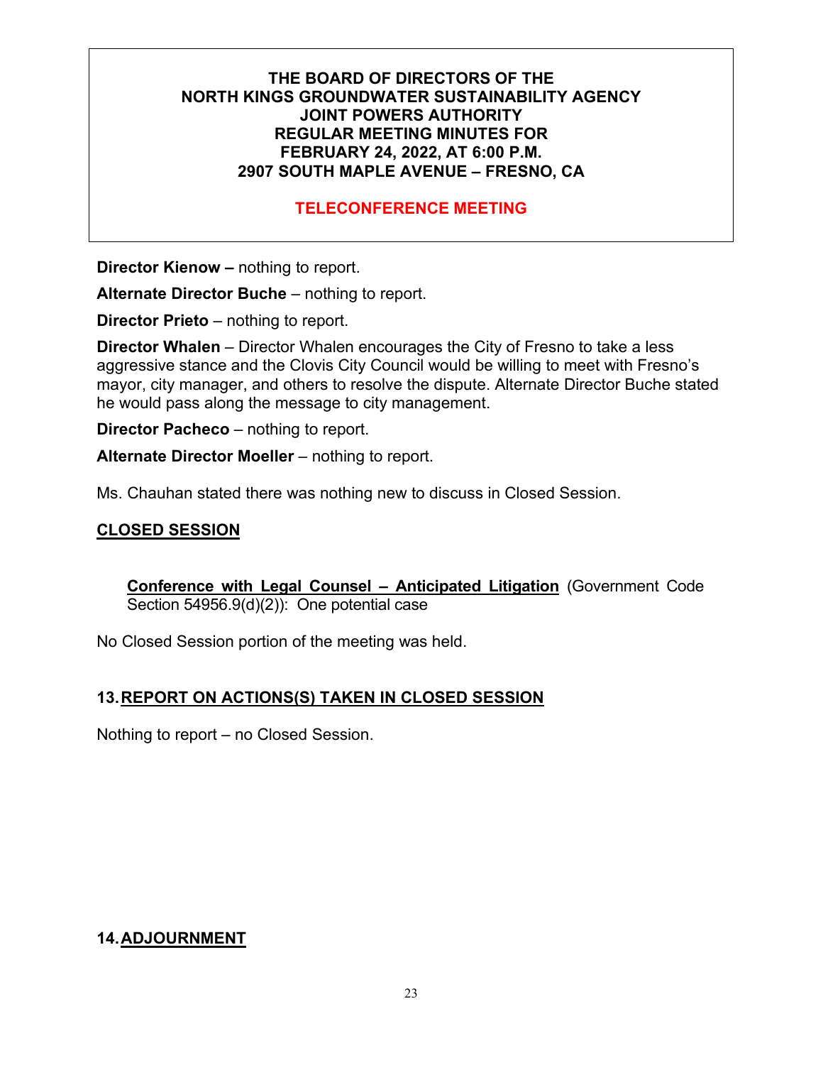**THE BOARD OF DIRECTORS OF THE**
**NORTH KINGS GROUNDWATER SUSTAINABILITY AGENCY**
**JOINT POWERS AUTHORITY**
**REGULAR MEETING MINUTES FOR**
**FEBRUARY 24, 2022, AT 6:00 P.M.**
**2907 SOUTH MAPLE AVENUE – FRESNO, CA**

**TELECONFERENCE MEETING**

**Director Kienow –** nothing to report.

**Alternate Director Buche** – nothing to report.

**Director Prieto** – nothing to report.

**Director Whalen** – Director Whalen encourages the City of Fresno to take a less aggressive stance and the Clovis City Council would be willing to meet with Fresno's mayor, city manager, and others to resolve the dispute. Alternate Director Buche stated he would pass along the message to city management.

**Director Pacheco** – nothing to report.

**Alternate Director Moeller** – nothing to report.

Ms. Chauhan stated there was nothing new to discuss in Closed Session.

## CLOSED SESSION

**Conference with Legal Counsel – Anticipated Litigation** (Government Code Section 54956.9(d)(2)): One potential case

No Closed Session portion of the meeting was held.

## 13. REPORT ON ACTIONS(S) TAKEN IN CLOSED SESSION

Nothing to report – no Closed Session.

## 14. ADJOURNMENT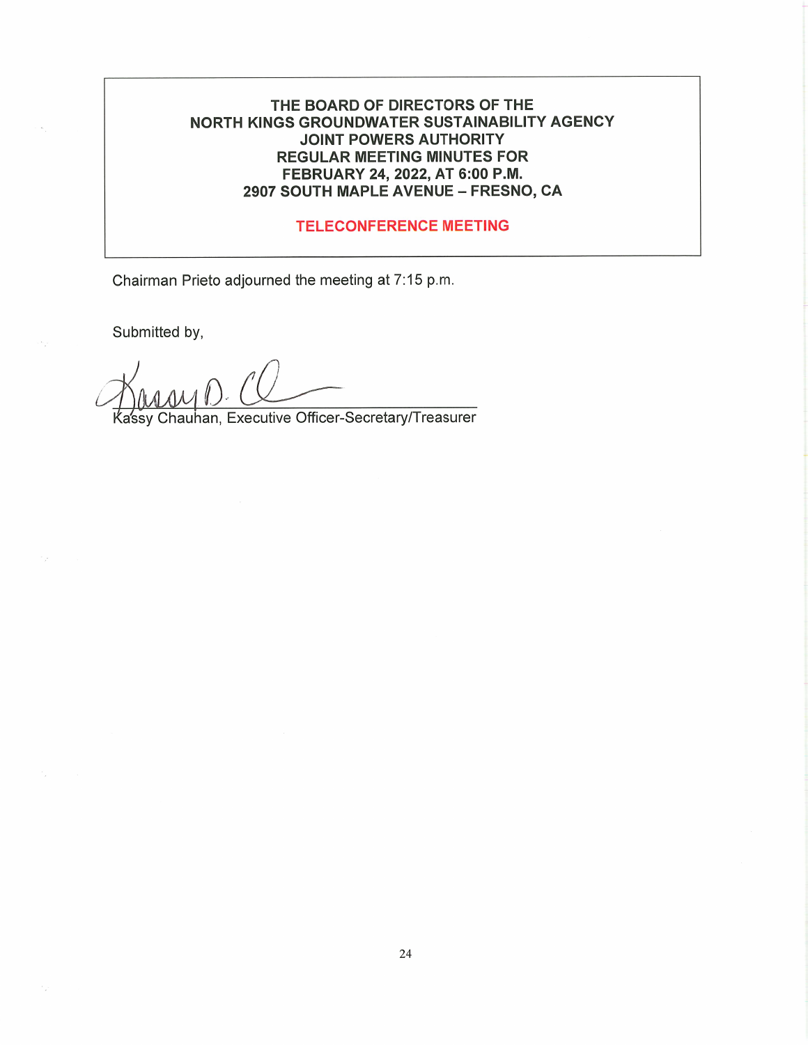**THE BOARD OF DIRECTORS OF THE**
**NORTH KINGS GROUNDWATER SUSTAINABILITY AGENCY**
**JOINT POWERS AUTHORITY**
**REGULAR MEETING MINUTES FOR**
**FEBRUARY 24, 2022, AT 6:00 P.M.**
**2907 SOUTH MAPLE AVENUE – FRESNO, CA**

**TELECONFERENCE MEETING**

Chairman Prieto adjourned the meeting at 7:15 p.m.

Submitted by,

Kassy Chauhan, Executive Officer-Secretary/Treasurer